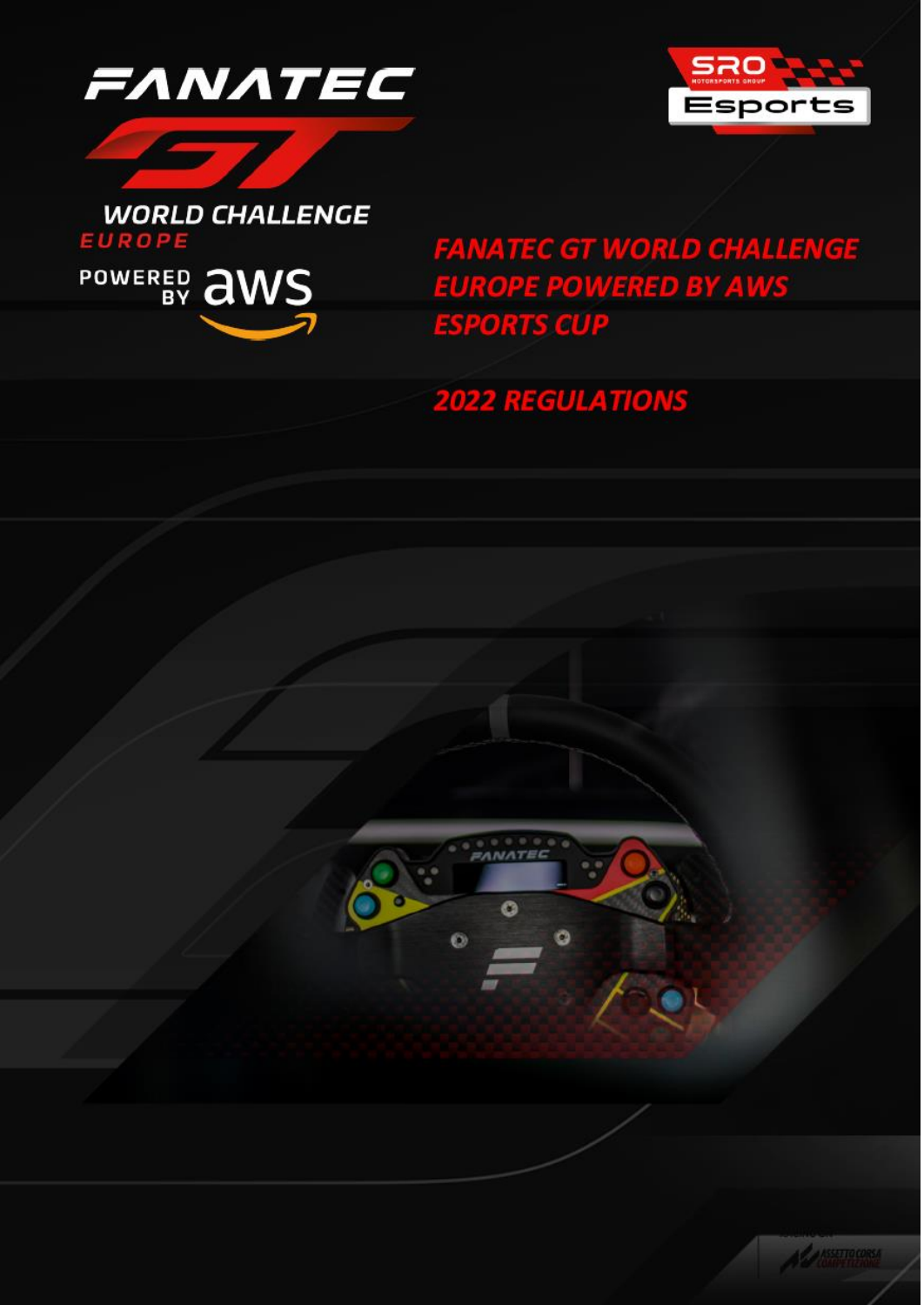# FANATEC GT WORLD CHALLENGE EUROPE POWERED BY AWS ESPORTS CUP

## 2022 REGULATIONS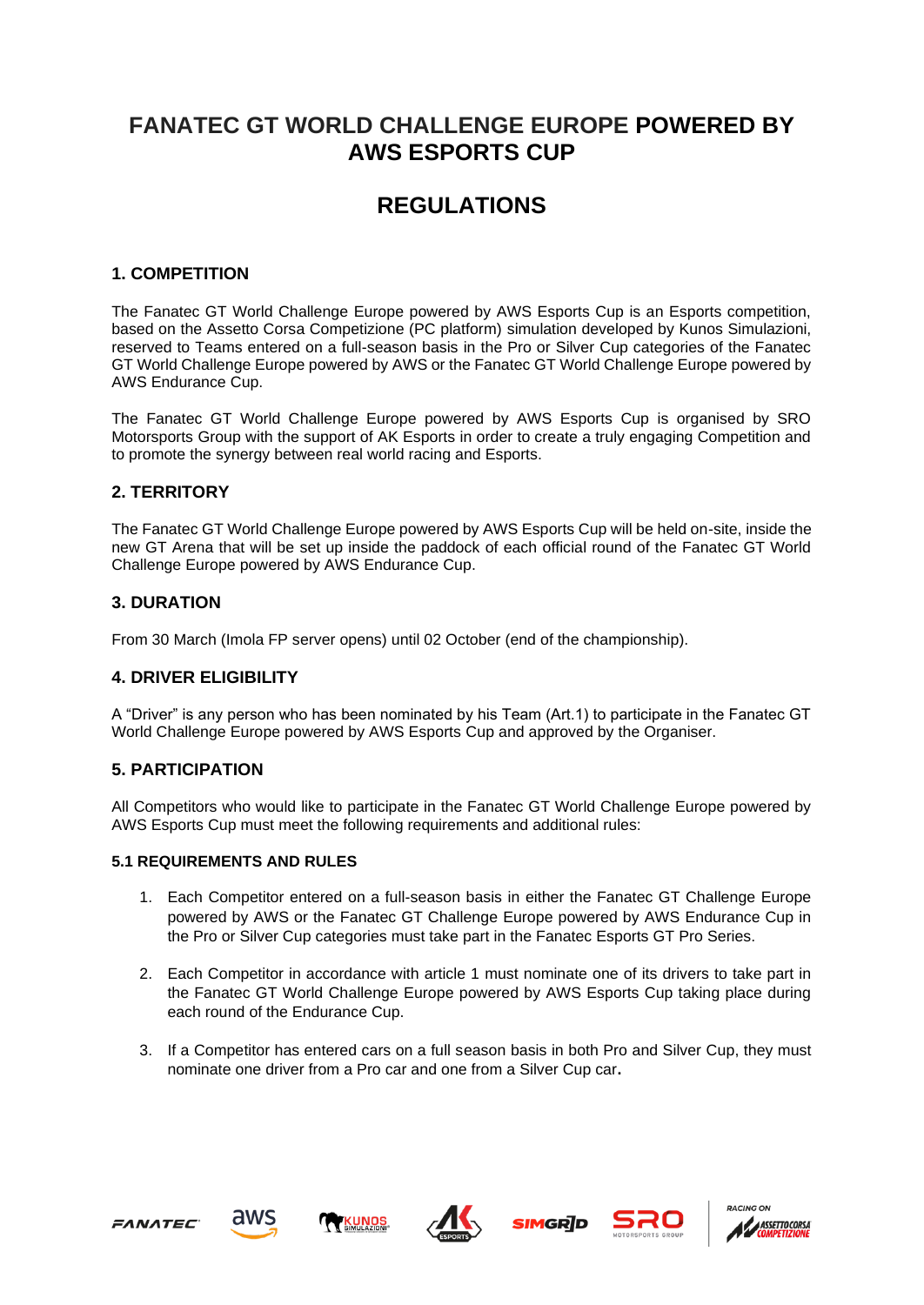# FANATEC GT WORLD CHALLENGE EUROPE POWERED BY AWS ESPORTS CUP

# REGULATIONS

## 1. COMPETITION

The Fanatec GT World Challenge Europe powered by AWS Esports Cup is an Esports competition, based on the Assetto Corsa Competizione (PC platform) simulation developed by Kunos Simulazioni, reserved to Teams entered on a full-season basis in the Pro or Silver Cup categories of the Fanatec GT World Challenge Europe powered by AWS or the Fanatec GT World Challenge Europe powered by AWS Endurance Cup.

The Fanatec GT World Challenge Europe powered by AWS Esports Cup is organised by SRO Motorsports Group with the support of AK Esports in order to create a truly engaging Competition and to promote the synergy between real world racing and Esports.

## 2. TERRITORY

The Fanatec GT World Challenge Europe powered by AWS Esports Cup will be held on-site, inside the new GT Arena that will be set up inside the paddock of each official round of the Fanatec GT World Challenge Europe powered by AWS Endurance Cup.

## 3. DURATION

From 30 March (Imola FP server opens) until 02 October (end of the championship).

## 4. DRIVER ELIGIBILITY

A "Driver" is any person who has been nominated by his Team (Art.1) to participate in the Fanatec GT World Challenge Europe powered by AWS Esports Cup and approved by the Organiser.

## 5. PARTICIPATION

All Competitors who would like to participate in the Fanatec GT World Challenge Europe powered by AWS Esports Cup must meet the following requirements and additional rules:

### 5.1 REQUIREMENTS AND RULES

1. Each Competitor entered on a full-season basis in either the Fanatec GT Challenge Europe powered by AWS or the Fanatec GT Challenge Europe powered by AWS Endurance Cup in the Pro or Silver Cup categories must take part in the Fanatec Esports GT Pro Series.
2. Each Competitor in accordance with article 1 must nominate one of its drivers to take part in the Fanatec GT World Challenge Europe powered by AWS Esports Cup taking place during each round of the Endurance Cup.
3. If a Competitor has entered cars on a full season basis in both Pro and Silver Cup, they must nominate one driver from a Pro car and one from a Silver Cup car.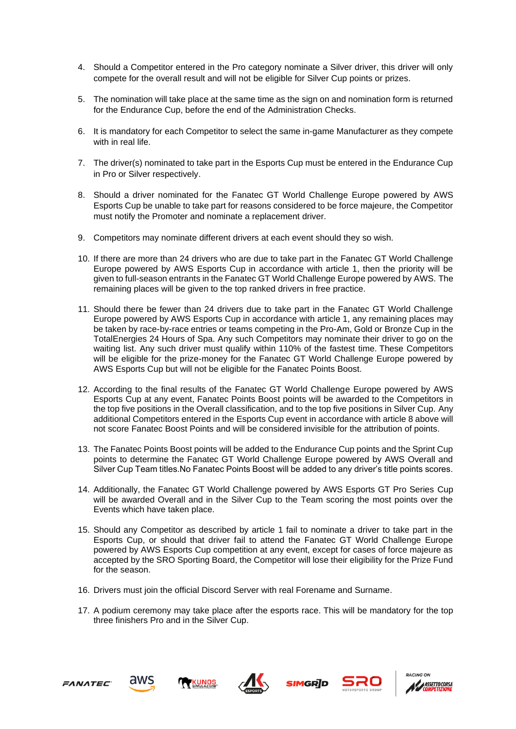4. Should a Competitor entered in the Pro category nominate a Silver driver, this driver will only compete for the overall result and will not be eligible for Silver Cup points or prizes.

5. The nomination will take place at the same time as the sign on and nomination form is returned for the Endurance Cup, before the end of the Administration Checks.

6. It is mandatory for each Competitor to select the same in-game Manufacturer as they compete with in real life.

7. The driver(s) nominated to take part in the Esports Cup must be entered in the Endurance Cup in Pro or Silver respectively.

8. Should a driver nominated for the Fanatec GT World Challenge Europe powered by AWS Esports Cup be unable to take part for reasons considered to be force majeure, the Competitor must notify the Promoter and nominate a replacement driver.

9. Competitors may nominate different drivers at each event should they so wish.

10. If there are more than 24 drivers who are due to take part in the Fanatec GT World Challenge Europe powered by AWS Esports Cup in accordance with article 1, then the priority will be given to full-season entrants in the Fanatec GT World Challenge Europe powered by AWS. The remaining places will be given to the top ranked drivers in free practice.

11. Should there be fewer than 24 drivers due to take part in the Fanatec GT World Challenge Europe powered by AWS Esports Cup in accordance with article 1, any remaining places may be taken by race-by-race entries or teams competing in the Pro-Am, Gold or Bronze Cup in the TotalEnergies 24 Hours of Spa. Any such Competitors may nominate their driver to go on the waiting list. Any such driver must qualify within 110% of the fastest time. These Competitors will be eligible for the prize-money for the Fanatec GT World Challenge Europe powered by AWS Esports Cup but will not be eligible for the Fanatec Points Boost.

12. According to the final results of the Fanatec GT World Challenge Europe powered by AWS Esports Cup at any event, Fanatec Points Boost points will be awarded to the Competitors in the top five positions in the Overall classification, and to the top five positions in Silver Cup. Any additional Competitors entered in the Esports Cup event in accordance with article 8 above will not score Fanatec Boost Points and will be considered invisible for the attribution of points.

13. The Fanatec Points Boost points will be added to the Endurance Cup points and the Sprint Cup points to determine the Fanatec GT World Challenge Europe powered by AWS Overall and Silver Cup Team titles.No Fanatec Points Boost will be added to any driver's title points scores.

14. Additionally, the Fanatec GT World Challenge powered by AWS Esports GT Pro Series Cup will be awarded Overall and in the Silver Cup to the Team scoring the most points over the Events which have taken place.

15. Should any Competitor as described by article 1 fail to nominate a driver to take part in the Esports Cup, or should that driver fail to attend the Fanatec GT World Challenge Europe powered by AWS Esports Cup competition at any event, except for cases of force majeure as accepted by the SRO Sporting Board, the Competitor will lose their eligibility for the Prize Fund for the season.

16. Drivers must join the official Discord Server with real Forename and Surname.

17. A podium ceremony may take place after the esports race. This will be mandatory for the top three finishers Pro and in the Silver Cup.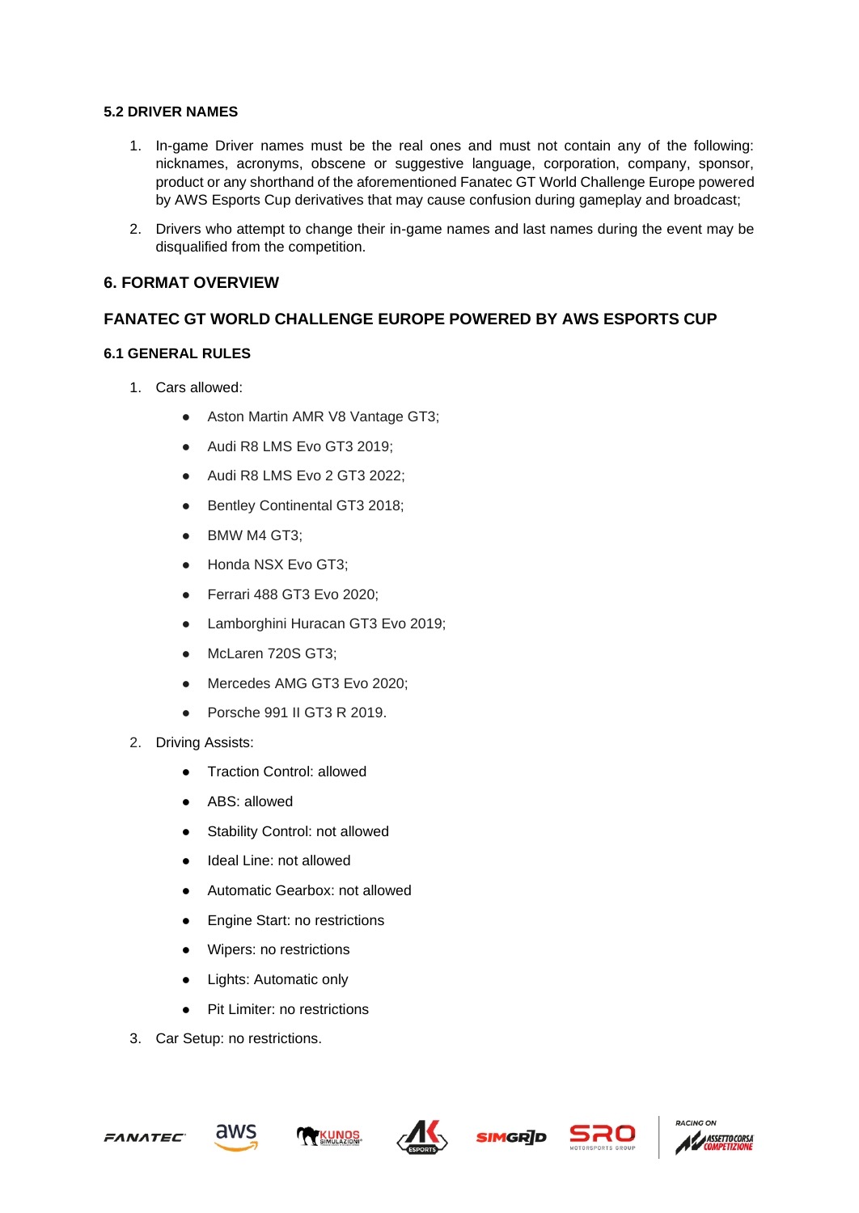### 5.2 DRIVER NAMES

1. In-game Driver names must be the real ones and must not contain any of the following: nicknames, acronyms, obscene or suggestive language, corporation, company, sponsor, product or any shorthand of the aforementioned Fanatec GT World Challenge Europe powered by AWS Esports Cup derivatives that may cause confusion during gameplay and broadcast;
2. Drivers who attempt to change their in-game names and last names during the event may be disqualified from the competition.

## 6. FORMAT OVERVIEW

## FANATEC GT WORLD CHALLENGE EUROPE POWERED BY AWS ESPORTS CUP

### 6.1 GENERAL RULES

1. Cars allowed:
    - Aston Martin AMR V8 Vantage GT3;
    - Audi R8 LMS Evo GT3 2019;
    - Audi R8 LMS Evo 2 GT3 2022;
    - Bentley Continental GT3 2018;
    - BMW M4 GT3;
    - Honda NSX Evo GT3;
    - Ferrari 488 GT3 Evo 2020;
    - Lamborghini Huracan GT3 Evo 2019;
    - McLaren 720S GT3;
    - Mercedes AMG GT3 Evo 2020;
    - Porsche 991 II GT3 R 2019.
2. Driving Assists:
    - Traction Control: allowed
    - ABS: allowed
    - Stability Control: not allowed
    - Ideal Line: not allowed
    - Automatic Gearbox: not allowed
    - Engine Start: no restrictions
    - Wipers: no restrictions
    - Lights: Automatic only
    - Pit Limiter: no restrictions
3. Car Setup: no restrictions.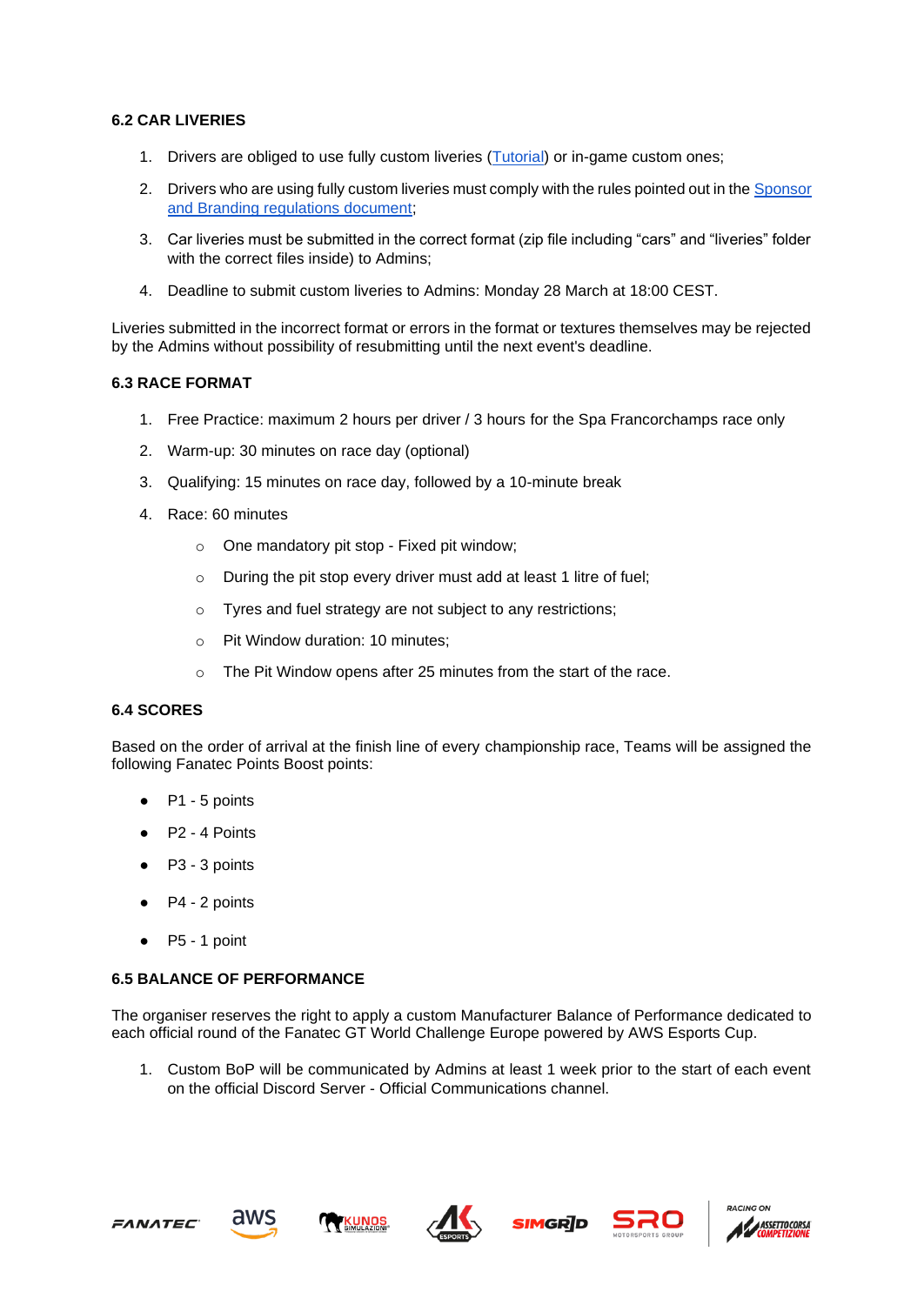### 6.2 CAR LIVERIES

1. Drivers are obliged to use fully custom liveries (Tutorial) or in-game custom ones;
2. Drivers who are using fully custom liveries must comply with the rules pointed out in the Sponsor and Branding regulations document;
3. Car liveries must be submitted in the correct format (zip file including "cars" and "liveries" folder with the correct files inside) to Admins;
4. Deadline to submit custom liveries to Admins: Monday 28 March at 18:00 CEST.

Liveries submitted in the incorrect format or errors in the format or textures themselves may be rejected by the Admins without possibility of resubmitting until the next event's deadline.

### 6.3 RACE FORMAT

1. Free Practice: maximum 2 hours per driver / 3 hours for the Spa Francorchamps race only
2. Warm-up: 30 minutes on race day (optional)
3. Qualifying: 15 minutes on race day, followed by a 10-minute break
4. Race: 60 minutes
   - One mandatory pit stop - Fixed pit window;
   - During the pit stop every driver must add at least 1 litre of fuel;
   - Tyres and fuel strategy are not subject to any restrictions;
   - Pit Window duration: 10 minutes;
   - The Pit Window opens after 25 minutes from the start of the race.

### 6.4 SCORES

Based on the order of arrival at the finish line of every championship race, Teams will be assigned the following Fanatec Points Boost points:

- P1 - 5 points
- P2 - 4 Points
- P3 - 3 points
- P4 - 2 points
- P5 - 1 point

### 6.5 BALANCE OF PERFORMANCE

The organiser reserves the right to apply a custom Manufacturer Balance of Performance dedicated to each official round of the Fanatec GT World Challenge Europe powered by AWS Esports Cup.

1. Custom BoP will be communicated by Admins at least 1 week prior to the start of each event on the official Discord Server - Official Communications channel.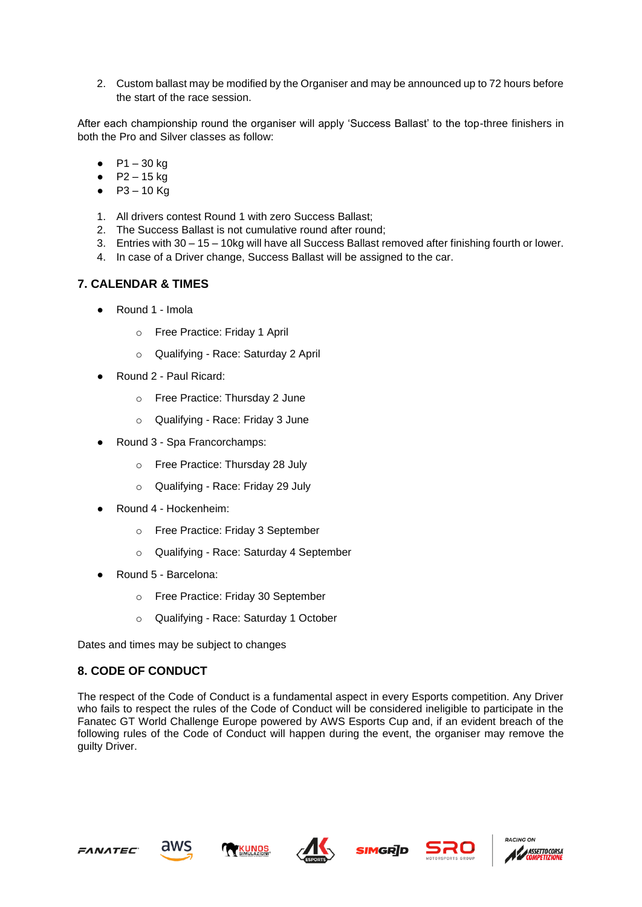2. Custom ballast may be modified by the Organiser and may be announced up to 72 hours before the start of the race session.

After each championship round the organiser will apply 'Success Ballast' to the top-three finishers in both the Pro and Silver classes as follow:

- P1 – 30 kg
- P2 – 15 kg
- P3 – 10 Kg

1. All drivers contest Round 1 with zero Success Ballast;
2. The Success Ballast is not cumulative round after round;
3. Entries with 30 – 15 – 10kg will have all Success Ballast removed after finishing fourth or lower.
4. In case of a Driver change, Success Ballast will be assigned to the car.

## 7. CALENDAR & TIMES

- Round 1 - Imola
  - Free Practice: Friday 1 April
  - Qualifying - Race: Saturday 2 April
- Round 2 - Paul Ricard:
  - Free Practice: Thursday 2 June
  - Qualifying - Race: Friday 3 June
- Round 3 - Spa Francorchamps:
  - Free Practice: Thursday 28 July
  - Qualifying - Race: Friday 29 July
- Round 4 - Hockenheim:
  - Free Practice: Friday 3 September
  - Qualifying - Race: Saturday 4 September
- Round 5 - Barcelona:
  - Free Practice: Friday 30 September
  - Qualifying - Race: Saturday 1 October

Dates and times may be subject to changes

## 8. CODE OF CONDUCT

The respect of the Code of Conduct is a fundamental aspect in every Esports competition. Any Driver who fails to respect the rules of the Code of Conduct will be considered ineligible to participate in the Fanatec GT World Challenge Europe powered by AWS Esports Cup and, if an evident breach of the following rules of the Code of Conduct will happen during the event, the organiser may remove the guilty Driver.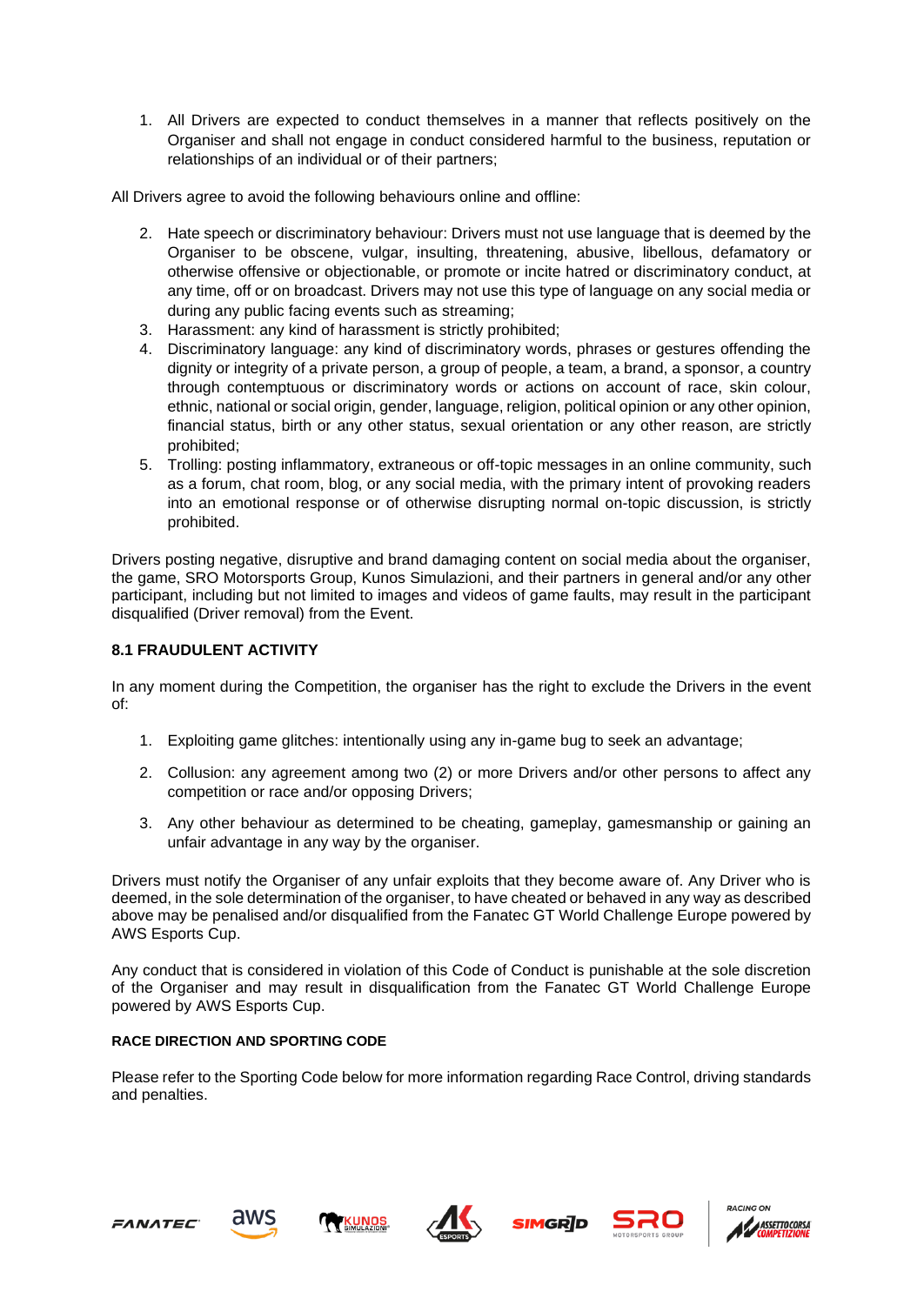1. All Drivers are expected to conduct themselves in a manner that reflects positively on the Organiser and shall not engage in conduct considered harmful to the business, reputation or relationships of an individual or of their partners;

All Drivers agree to avoid the following behaviours online and offline:

2. Hate speech or discriminatory behaviour: Drivers must not use language that is deemed by the Organiser to be obscene, vulgar, insulting, threatening, abusive, libellous, defamatory or otherwise offensive or objectionable, or promote or incite hatred or discriminatory conduct, at any time, off or on broadcast. Drivers may not use this type of language on any social media or during any public facing events such as streaming;
3. Harassment: any kind of harassment is strictly prohibited;
4. Discriminatory language: any kind of discriminatory words, phrases or gestures offending the dignity or integrity of a private person, a group of people, a team, a brand, a sponsor, a country through contemptuous or discriminatory words or actions on account of race, skin colour, ethnic, national or social origin, gender, language, religion, political opinion or any other opinion, financial status, birth or any other status, sexual orientation or any other reason, are strictly prohibited;
5. Trolling: posting inflammatory, extraneous or off-topic messages in an online community, such as a forum, chat room, blog, or any social media, with the primary intent of provoking readers into an emotional response or of otherwise disrupting normal on-topic discussion, is strictly prohibited.

Drivers posting negative, disruptive and brand damaging content on social media about the organiser, the game, SRO Motorsports Group, Kunos Simulazioni, and their partners in general and/or any other participant, including but not limited to images and videos of game faults, may result in the participant disqualified (Driver removal) from the Event.

### 8.1 FRAUDULENT ACTIVITY

In any moment during the Competition, the organiser has the right to exclude the Drivers in the event of:

1. Exploiting game glitches: intentionally using any in-game bug to seek an advantage;
2. Collusion: any agreement among two (2) or more Drivers and/or other persons to affect any competition or race and/or opposing Drivers;
3. Any other behaviour as determined to be cheating, gameplay, gamesmanship or gaining an unfair advantage in any way by the organiser.

Drivers must notify the Organiser of any unfair exploits that they become aware of. Any Driver who is deemed, in the sole determination of the organiser, to have cheated or behaved in any way as described above may be penalised and/or disqualified from the Fanatec GT World Challenge Europe powered by AWS Esports Cup.

Any conduct that is considered in violation of this Code of Conduct is punishable at the sole discretion of the Organiser and may result in disqualification from the Fanatec GT World Challenge Europe powered by AWS Esports Cup.

#### RACE DIRECTION AND SPORTING CODE

Please refer to the Sporting Code below for more information regarding Race Control, driving standards and penalties.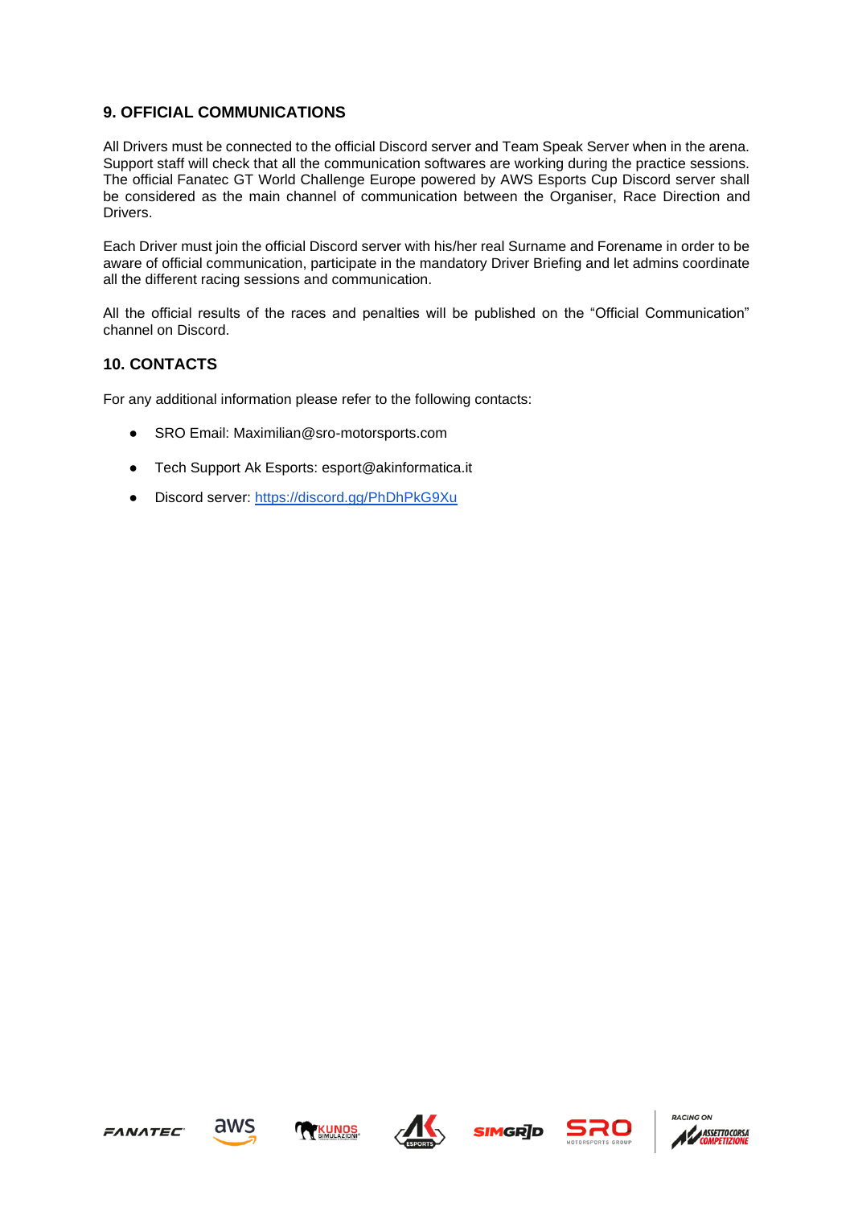## 9. OFFICIAL COMMUNICATIONS

All Drivers must be connected to the official Discord server and Team Speak Server when in the arena. Support staff will check that all the communication softwares are working during the practice sessions. The official Fanatec GT World Challenge Europe powered by AWS Esports Cup Discord server shall be considered as the main channel of communication between the Organiser, Race Direction and Drivers.

Each Driver must join the official Discord server with his/her real Surname and Forename in order to be aware of official communication, participate in the mandatory Driver Briefing and let admins coordinate all the different racing sessions and communication.

All the official results of the races and penalties will be published on the "Official Communication" channel on Discord.

## 10. CONTACTS

For any additional information please refer to the following contacts:

- SRO Email: Maximilian@sro-motorsports.com
- Tech Support Ak Esports: esport@akinformatica.it
- Discord server: https://discord.gg/PhDhPkG9Xu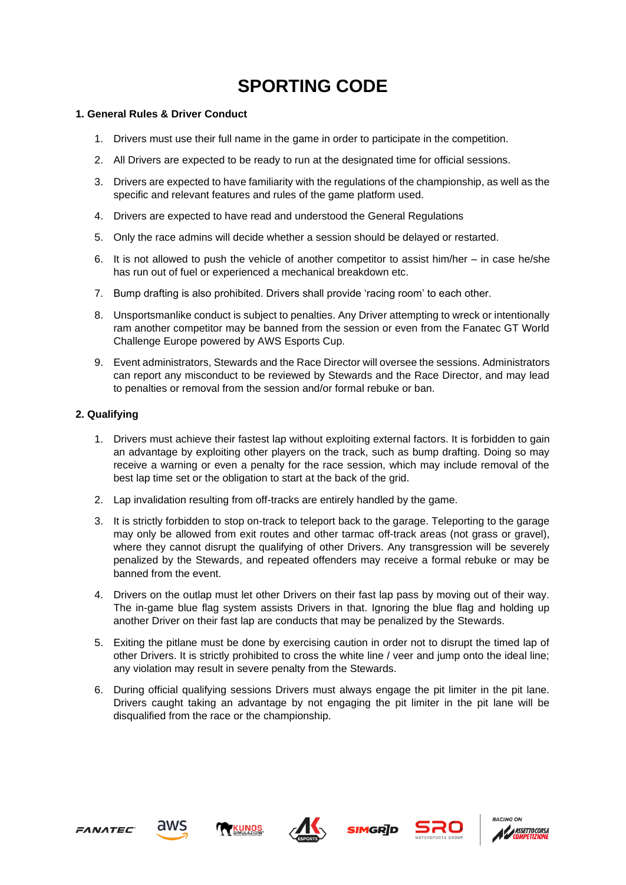# SPORTING CODE

## 1. General Rules & Driver Conduct

1. Drivers must use their full name in the game in order to participate in the competition.
2. All Drivers are expected to be ready to run at the designated time for official sessions.
3. Drivers are expected to have familiarity with the regulations of the championship, as well as the specific and relevant features and rules of the game platform used.
4. Drivers are expected to have read and understood the General Regulations
5. Only the race admins will decide whether a session should be delayed or restarted.
6. It is not allowed to push the vehicle of another competitor to assist him/her – in case he/she has run out of fuel or experienced a mechanical breakdown etc.
7. Bump drafting is also prohibited. Drivers shall provide 'racing room' to each other.
8. Unsportsmanlike conduct is subject to penalties. Any Driver attempting to wreck or intentionally ram another competitor may be banned from the session or even from the Fanatec GT World Challenge Europe powered by AWS Esports Cup.
9. Event administrators, Stewards and the Race Director will oversee the sessions. Administrators can report any misconduct to be reviewed by Stewards and the Race Director, and may lead to penalties or removal from the session and/or formal rebuke or ban.

## 2. Qualifying

1. Drivers must achieve their fastest lap without exploiting external factors. It is forbidden to gain an advantage by exploiting other players on the track, such as bump drafting. Doing so may receive a warning or even a penalty for the race session, which may include removal of the best lap time set or the obligation to start at the back of the grid.
2. Lap invalidation resulting from off-tracks are entirely handled by the game.
3. It is strictly forbidden to stop on-track to teleport back to the garage. Teleporting to the garage may only be allowed from exit routes and other tarmac off-track areas (not grass or gravel), where they cannot disrupt the qualifying of other Drivers. Any transgression will be severely penalized by the Stewards, and repeated offenders may receive a formal rebuke or may be banned from the event.
4. Drivers on the outlap must let other Drivers on their fast lap pass by moving out of their way. The in-game blue flag system assists Drivers in that. Ignoring the blue flag and holding up another Driver on their fast lap are conducts that may be penalized by the Stewards.
5. Exiting the pitlane must be done by exercising caution in order not to disrupt the timed lap of other Drivers. It is strictly prohibited to cross the white line / veer and jump onto the ideal line; any violation may result in severe penalty from the Stewards.
6. During official qualifying sessions Drivers must always engage the pit limiter in the pit lane. Drivers caught taking an advantage by not engaging the pit limiter in the pit lane will be disqualified from the race or the championship.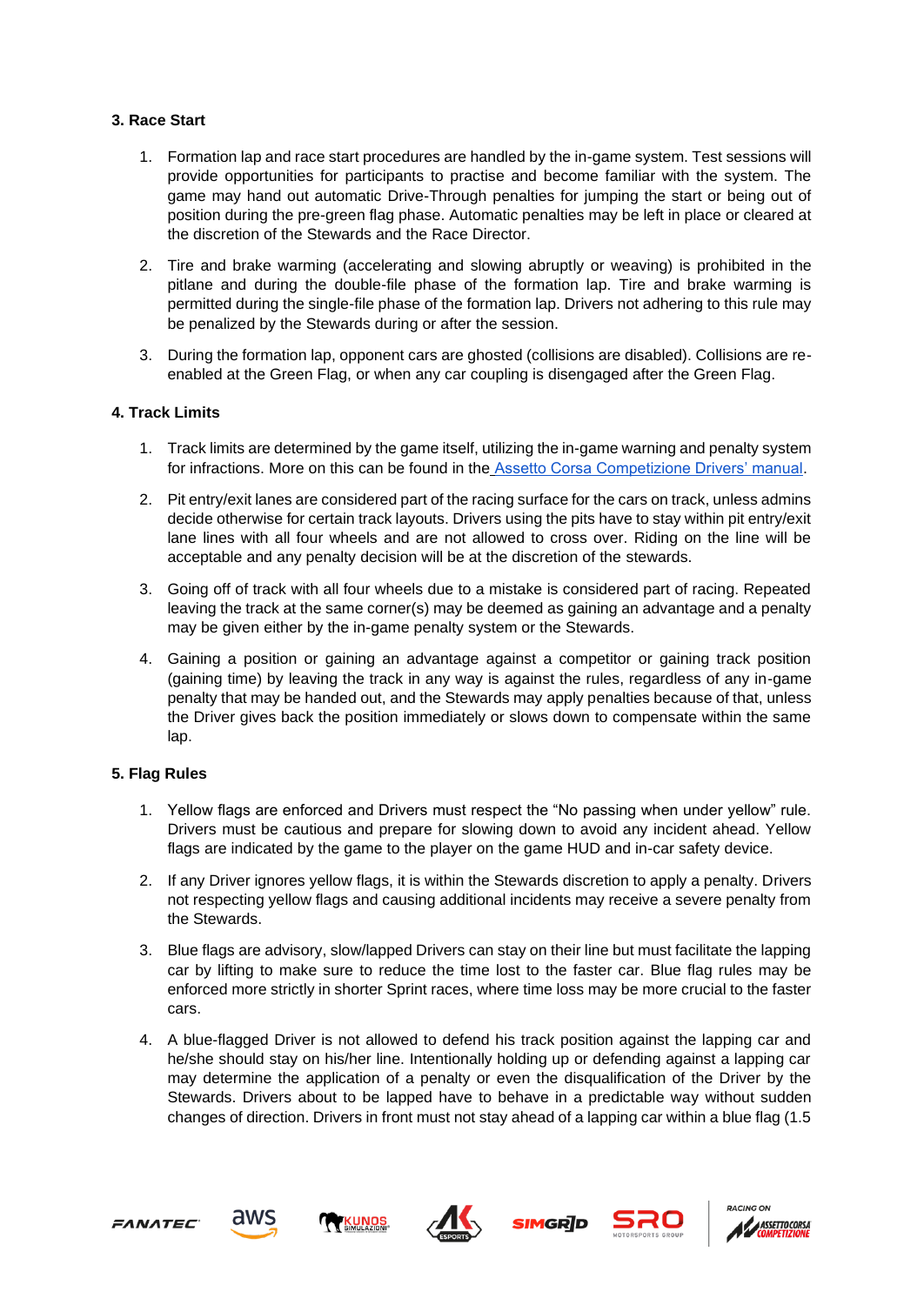### 3. Race Start

1. Formation lap and race start procedures are handled by the in-game system. Test sessions will provide opportunities for participants to practise and become familiar with the system. The game may hand out automatic Drive-Through penalties for jumping the start or being out of position during the pre-green flag phase. Automatic penalties may be left in place or cleared at the discretion of the Stewards and the Race Director.

2. Tire and brake warming (accelerating and slowing abruptly or weaving) is prohibited in the pitlane and during the double-file phase of the formation lap. Tire and brake warming is permitted during the single-file phase of the formation lap. Drivers not adhering to this rule may be penalized by the Stewards during or after the session.

3. During the formation lap, opponent cars are ghosted (collisions are disabled). Collisions are re-enabled at the Green Flag, or when any car coupling is disengaged after the Green Flag.

### 4. Track Limits

1. Track limits are determined by the game itself, utilizing the in-game warning and penalty system for infractions. More on this can be found in the [Assetto Corsa Competizione Drivers' manual].

2. Pit entry/exit lanes are considered part of the racing surface for the cars on track, unless admins decide otherwise for certain track layouts. Drivers using the pits have to stay within pit entry/exit lane lines with all four wheels and are not allowed to cross over. Riding on the line will be acceptable and any penalty decision will be at the discretion of the stewards.

3. Going off of track with all four wheels due to a mistake is considered part of racing. Repeated leaving the track at the same corner(s) may be deemed as gaining an advantage and a penalty may be given either by the in-game penalty system or the Stewards.

4. Gaining a position or gaining an advantage against a competitor or gaining track position (gaining time) by leaving the track in any way is against the rules, regardless of any in-game penalty that may be handed out, and the Stewards may apply penalties because of that, unless the Driver gives back the position immediately or slows down to compensate within the same lap.

### 5. Flag Rules

1. Yellow flags are enforced and Drivers must respect the "No passing when under yellow" rule. Drivers must be cautious and prepare for slowing down to avoid any incident ahead. Yellow flags are indicated by the game to the player on the game HUD and in-car safety device.

2. If any Driver ignores yellow flags, it is within the Stewards discretion to apply a penalty. Drivers not respecting yellow flags and causing additional incidents may receive a severe penalty from the Stewards.

3. Blue flags are advisory, slow/lapped Drivers can stay on their line but must facilitate the lapping car by lifting to make sure to reduce the time lost to the faster car. Blue flag rules may be enforced more strictly in shorter Sprint races, where time loss may be more crucial to the faster cars.

4. A blue-flagged Driver is not allowed to defend his track position against the lapping car and he/she should stay on his/her line. Intentionally holding up or defending against a lapping car may determine the application of a penalty or even the disqualification of the Driver by the Stewards. Drivers about to be lapped have to behave in a predictable way without sudden changes of direction. Drivers in front must not stay ahead of a lapping car within a blue flag (1.5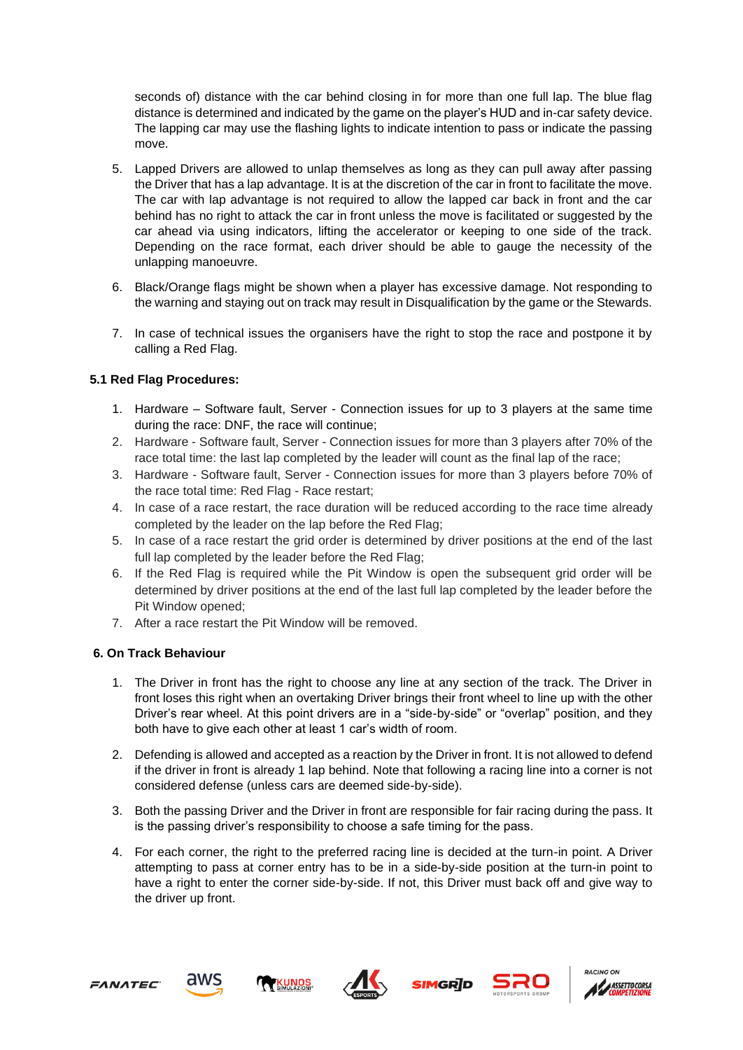seconds of) distance with the car behind closing in for more than one full lap. The blue flag distance is determined and indicated by the game on the player's HUD and in-car safety device. The lapping car may use the flashing lights to indicate intention to pass or indicate the passing move.

5. Lapped Drivers are allowed to unlap themselves as long as they can pull away after passing the Driver that has a lap advantage. It is at the discretion of the car in front to facilitate the move. The car with lap advantage is not required to allow the lapped car back in front and the car behind has no right to attack the car in front unless the move is facilitated or suggested by the car ahead via using indicators, lifting the accelerator or keeping to one side of the track. Depending on the race format, each driver should be able to gauge the necessity of the unlapping manoeuvre.

6. Black/Orange flags might be shown when a player has excessive damage. Not responding to the warning and staying out on track may result in Disqualification by the game or the Stewards.

7. In case of technical issues the organisers have the right to stop the race and postpone it by calling a Red Flag.

### 5.1 Red Flag Procedures:

1. Hardware – Software fault, Server - Connection issues for up to 3 players at the same time during the race: DNF, the race will continue;
2. Hardware - Software fault, Server - Connection issues for more than 3 players after 70% of the race total time: the last lap completed by the leader will count as the final lap of the race;
3. Hardware - Software fault, Server - Connection issues for more than 3 players before 70% of the race total time: Red Flag - Race restart;
4. In case of a race restart, the race duration will be reduced according to the race time already completed by the leader on the lap before the Red Flag;
5. In case of a race restart the grid order is determined by driver positions at the end of the last full lap completed by the leader before the Red Flag;
6. If the Red Flag is required while the Pit Window is open the subsequent grid order will be determined by driver positions at the end of the last full lap completed by the leader before the Pit Window opened;
7. After a race restart the Pit Window will be removed.

## 6. On Track Behaviour

1. The Driver in front has the right to choose any line at any section of the track. The Driver in front loses this right when an overtaking Driver brings their front wheel to line up with the other Driver's rear wheel. At this point drivers are in a "side-by-side" or "overlap" position, and they both have to give each other at least 1 car's width of room.

2. Defending is allowed and accepted as a reaction by the Driver in front. It is not allowed to defend if the driver in front is already 1 lap behind. Note that following a racing line into a corner is not considered defense (unless cars are deemed side-by-side).

3. Both the passing Driver and the Driver in front are responsible for fair racing during the pass. It is the passing driver's responsibility to choose a safe timing for the pass.

4. For each corner, the right to the preferred racing line is decided at the turn-in point. A Driver attempting to pass at corner entry has to be in a side-by-side position at the turn-in point to have a right to enter the corner side-by-side. If not, this Driver must back off and give way to the driver up front.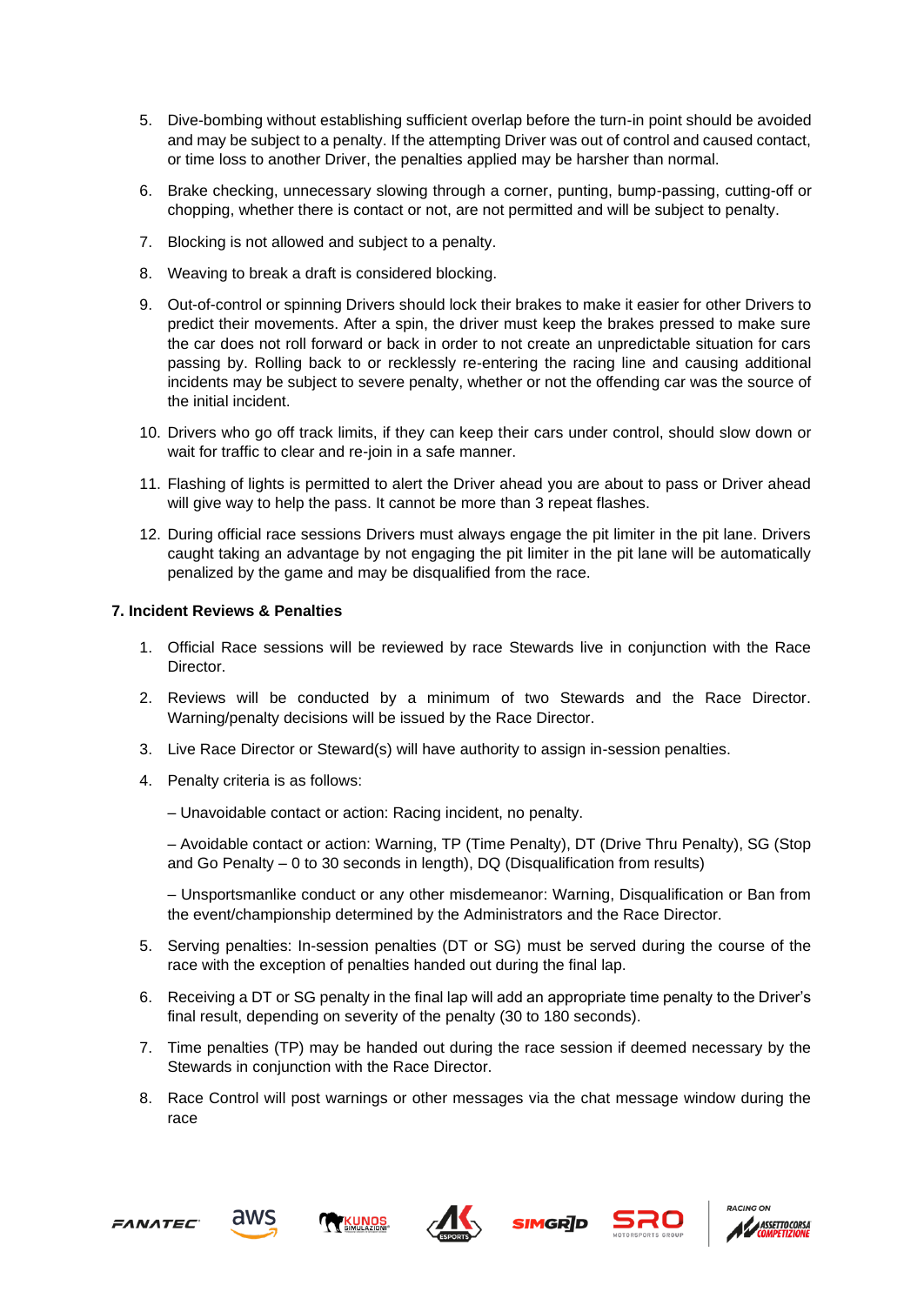5. Dive-bombing without establishing sufficient overlap before the turn-in point should be avoided and may be subject to a penalty. If the attempting Driver was out of control and caused contact, or time loss to another Driver, the penalties applied may be harsher than normal.
6. Brake checking, unnecessary slowing through a corner, punting, bump-passing, cutting-off or chopping, whether there is contact or not, are not permitted and will be subject to penalty.
7. Blocking is not allowed and subject to a penalty.
8. Weaving to break a draft is considered blocking.
9. Out-of-control or spinning Drivers should lock their brakes to make it easier for other Drivers to predict their movements. After a spin, the driver must keep the brakes pressed to make sure the car does not roll forward or back in order to not create an unpredictable situation for cars passing by. Rolling back to or recklessly re-entering the racing line and causing additional incidents may be subject to severe penalty, whether or not the offending car was the source of the initial incident.
10. Drivers who go off track limits, if they can keep their cars under control, should slow down or wait for traffic to clear and re-join in a safe manner.
11. Flashing of lights is permitted to alert the Driver ahead you are about to pass or Driver ahead will give way to help the pass. It cannot be more than 3 repeat flashes.
12. During official race sessions Drivers must always engage the pit limiter in the pit lane. Drivers caught taking an advantage by not engaging the pit limiter in the pit lane will be automatically penalized by the game and may be disqualified from the race.

**7. Incident Reviews & Penalties**

1. Official Race sessions will be reviewed by race Stewards live in conjunction with the Race Director.
2. Reviews will be conducted by a minimum of two Stewards and the Race Director. Warning/penalty decisions will be issued by the Race Director.
3. Live Race Director or Steward(s) will have authority to assign in-session penalties.
4. Penalty criteria is as follows:

   – Unavoidable contact or action: Racing incident, no penalty.

   – Avoidable contact or action: Warning, TP (Time Penalty), DT (Drive Thru Penalty), SG (Stop and Go Penalty – 0 to 30 seconds in length), DQ (Disqualification from results)

   – Unsportsmanlike conduct or any other misdemeanor: Warning, Disqualification or Ban from the event/championship determined by the Administrators and the Race Director.
5. Serving penalties: In-session penalties (DT or SG) must be served during the course of the race with the exception of penalties handed out during the final lap.
6. Receiving a DT or SG penalty in the final lap will add an appropriate time penalty to the Driver's final result, depending on severity of the penalty (30 to 180 seconds).
7. Time penalties (TP) may be handed out during the race session if deemed necessary by the Stewards in conjunction with the Race Director.
8. Race Control will post warnings or other messages via the chat message window during the race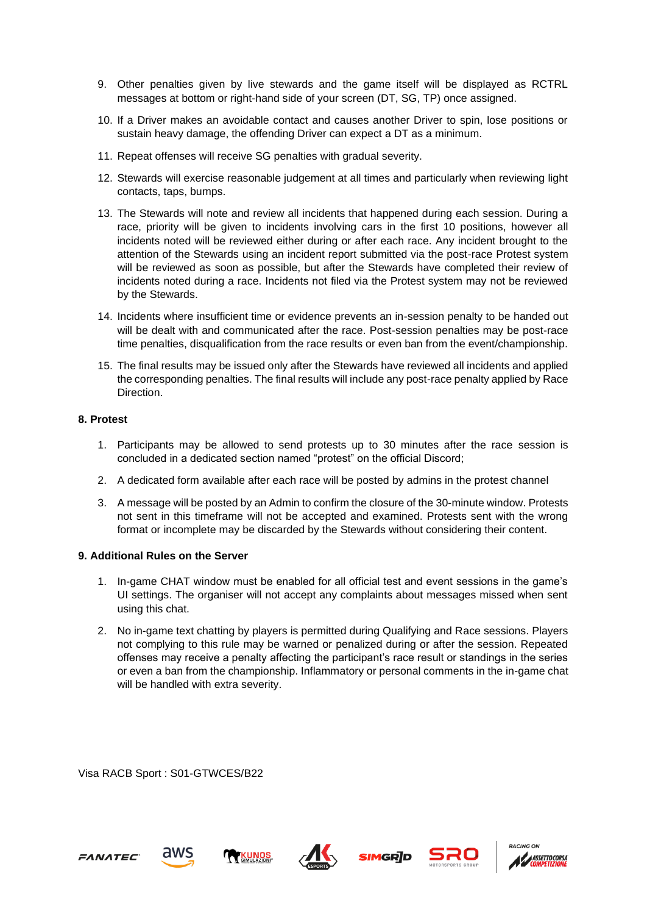9. Other penalties given by live stewards and the game itself will be displayed as RCTRL messages at bottom or right-hand side of your screen (DT, SG, TP) once assigned.
10. If a Driver makes an avoidable contact and causes another Driver to spin, lose positions or sustain heavy damage, the offending Driver can expect a DT as a minimum.
11. Repeat offenses will receive SG penalties with gradual severity.
12. Stewards will exercise reasonable judgement at all times and particularly when reviewing light contacts, taps, bumps.
13. The Stewards will note and review all incidents that happened during each session. During a race, priority will be given to incidents involving cars in the first 10 positions, however all incidents noted will be reviewed either during or after each race. Any incident brought to the attention of the Stewards using an incident report submitted via the post-race Protest system will be reviewed as soon as possible, but after the Stewards have completed their review of incidents noted during a race. Incidents not filed via the Protest system may not be reviewed by the Stewards.
14. Incidents where insufficient time or evidence prevents an in-session penalty to be handed out will be dealt with and communicated after the race. Post-session penalties may be post-race time penalties, disqualification from the race results or even ban from the event/championship.
15. The final results may be issued only after the Stewards have reviewed all incidents and applied the corresponding penalties. The final results will include any post-race penalty applied by Race Direction.

**8. Protest**

1. Participants may be allowed to send protests up to 30 minutes after the race session is concluded in a dedicated section named “protest” on the official Discord;
2. A dedicated form available after each race will be posted by admins in the protest channel
3. A message will be posted by an Admin to confirm the closure of the 30-minute window. Protests not sent in this timeframe will not be accepted and examined. Protests sent with the wrong format or incomplete may be discarded by the Stewards without considering their content.

**9. Additional Rules on the Server**

1. In-game CHAT window must be enabled for all official test and event sessions in the game’s UI settings. The organiser will not accept any complaints about messages missed when sent using this chat.
2. No in-game text chatting by players is permitted during Qualifying and Race sessions. Players not complying to this rule may be warned or penalized during or after the session. Repeated offenses may receive a penalty affecting the participant’s race result or standings in the series or even a ban from the championship. Inflammatory or personal comments in the in-game chat will be handled with extra severity.

Visa RACB Sport : S01-GTWCES/B22